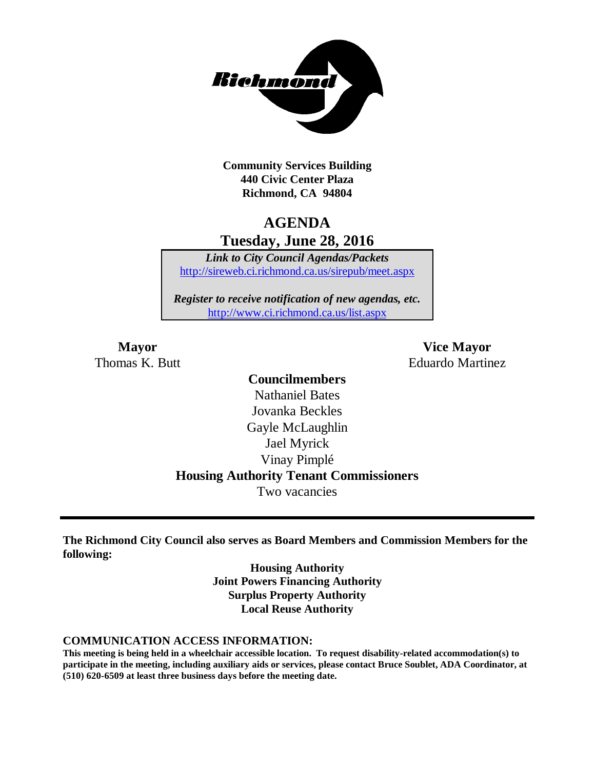**Community Services Building**
**440 Civic Center Plaza**
**Richmond, CA 94804**

# AGENDA
## Tuesday, June 28, 2016

***Link to City Council Agendas/Packets***
http://sireweb.ci.richmond.ca.us/sirepub/meet.aspx

***Register to receive notification of new agendas, etc.***
http://www.ci.richmond.ca.us/list.aspx

**Mayor**
Thomas K. Butt

**Vice Mayor**
Eduardo Martinez

**Councilmembers**
Nathaniel Bates
Jovanka Beckles
Gayle McLaughlin
Jael Myrick
Vinay Pimplé

**Housing Authority Tenant Commissioners**
Two vacancies

---

**The Richmond City Council also serves as Board Members and Commission Members for the following:**

**Housing Authority**
**Joint Powers Financing Authority**
**Surplus Property Authority**
**Local Reuse Authority**

**COMMUNICATION ACCESS INFORMATION:**
**This meeting is being held in a wheelchair accessible location. To request disability-related accommodation(s) to participate in the meeting, including auxiliary aids or services, please contact Bruce Soublet, ADA Coordinator, at (510) 620-6509 at least three business days before the meeting date.**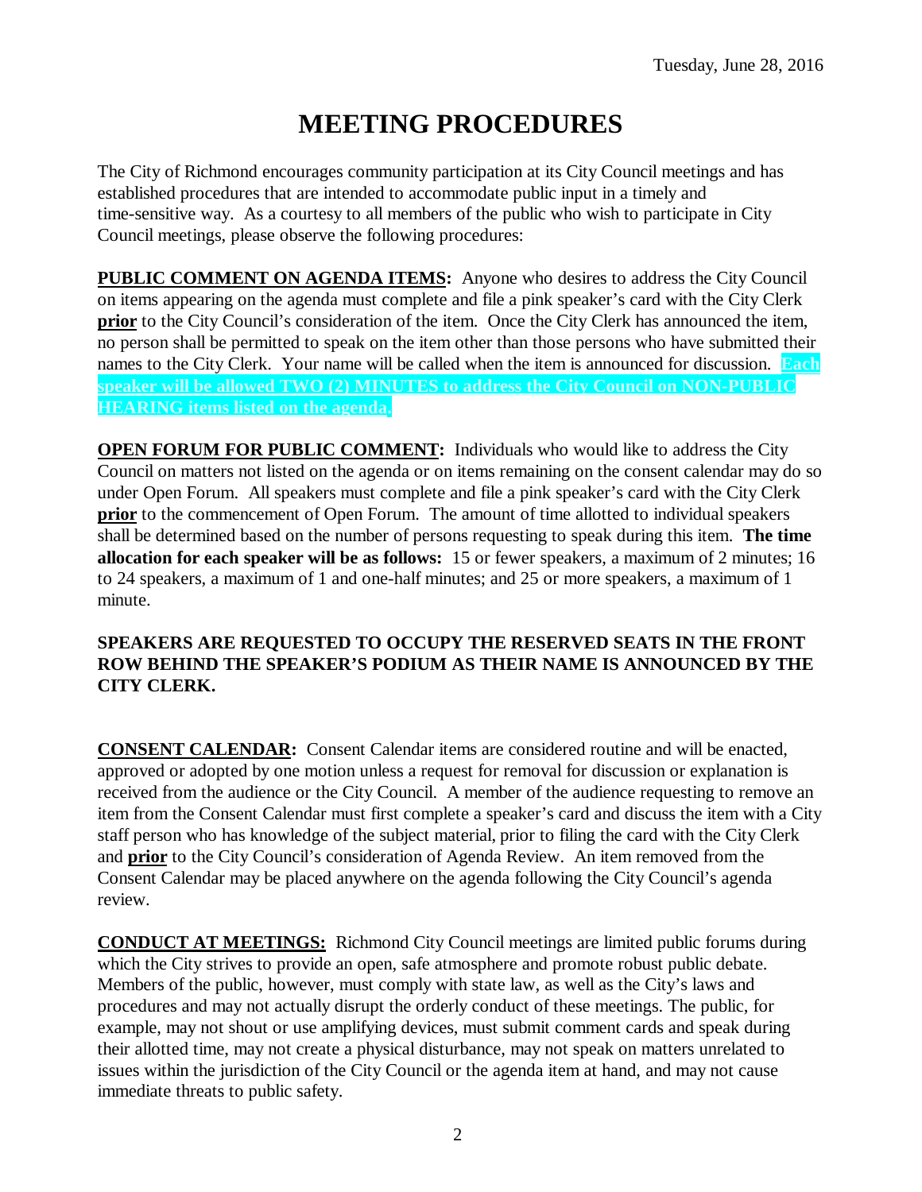Tuesday, June 28, 2016

# MEETING PROCEDURES

The City of Richmond encourages community participation at its City Council meetings and has established procedures that are intended to accommodate public input in a timely and time-sensitive way. As a courtesy to all members of the public who wish to participate in City Council meetings, please observe the following procedures:

**PUBLIC COMMENT ON AGENDA ITEMS:** Anyone who desires to address the City Council on items appearing on the agenda must complete and file a pink speaker's card with the City Clerk **prior** to the City Council's consideration of the item. Once the City Clerk has announced the item, no person shall be permitted to speak on the item other than those persons who have submitted their names to the City Clerk. Your name will be called when the item is announced for discussion. **Each speaker will be allowed TWO (2) MINUTES to address the City Council on NON-PUBLIC HEARING items listed on the agenda.**

**OPEN FORUM FOR PUBLIC COMMENT:** Individuals who would like to address the City Council on matters not listed on the agenda or on items remaining on the consent calendar may do so under Open Forum. All speakers must complete and file a pink speaker's card with the City Clerk **prior** to the commencement of Open Forum. The amount of time allotted to individual speakers shall be determined based on the number of persons requesting to speak during this item. **The time allocation for each speaker will be as follows:** 15 or fewer speakers, a maximum of 2 minutes; 16 to 24 speakers, a maximum of 1 and one-half minutes; and 25 or more speakers, a maximum of 1 minute.

**SPEAKERS ARE REQUESTED TO OCCUPY THE RESERVED SEATS IN THE FRONT ROW BEHIND THE SPEAKER'S PODIUM AS THEIR NAME IS ANNOUNCED BY THE CITY CLERK.**

**CONSENT CALENDAR:** Consent Calendar items are considered routine and will be enacted, approved or adopted by one motion unless a request for removal for discussion or explanation is received from the audience or the City Council. A member of the audience requesting to remove an item from the Consent Calendar must first complete a speaker's card and discuss the item with a City staff person who has knowledge of the subject material, prior to filing the card with the City Clerk and **prior** to the City Council's consideration of Agenda Review. An item removed from the Consent Calendar may be placed anywhere on the agenda following the City Council's agenda review.

**CONDUCT AT MEETINGS:** Richmond City Council meetings are limited public forums during which the City strives to provide an open, safe atmosphere and promote robust public debate. Members of the public, however, must comply with state law, as well as the City's laws and procedures and may not actually disrupt the orderly conduct of these meetings. The public, for example, may not shout or use amplifying devices, must submit comment cards and speak during their allotted time, may not create a physical disturbance, may not speak on matters unrelated to issues within the jurisdiction of the City Council or the agenda item at hand, and may not cause immediate threats to public safety.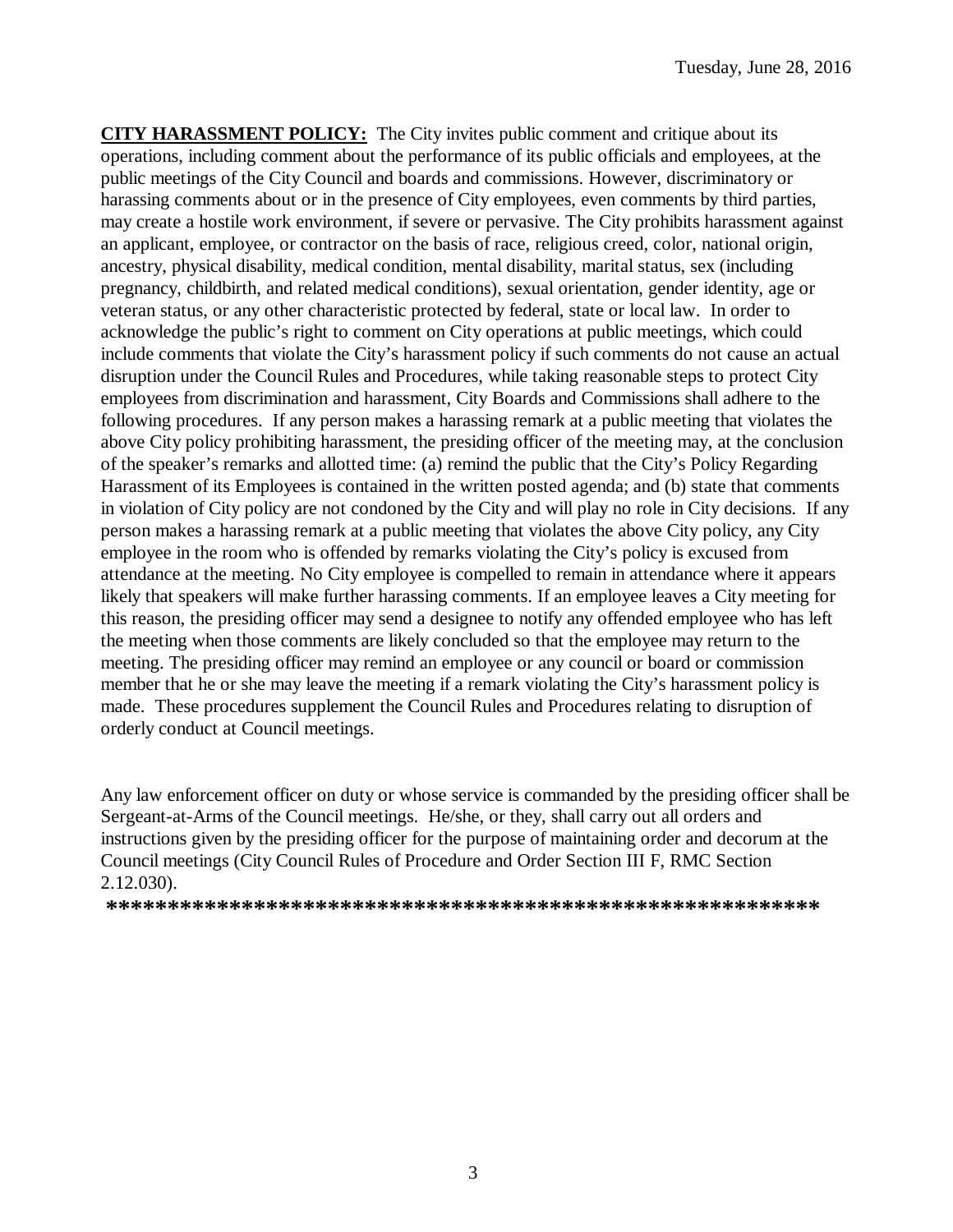Tuesday, June 28, 2016

**CITY HARASSMENT POLICY:** The City invites public comment and critique about its operations, including comment about the performance of its public officials and employees, at the public meetings of the City Council and boards and commissions. However, discriminatory or harassing comments about or in the presence of City employees, even comments by third parties, may create a hostile work environment, if severe or pervasive. The City prohibits harassment against an applicant, employee, or contractor on the basis of race, religious creed, color, national origin, ancestry, physical disability, medical condition, mental disability, marital status, sex (including pregnancy, childbirth, and related medical conditions), sexual orientation, gender identity, age or veteran status, or any other characteristic protected by federal, state or local law. In order to acknowledge the public's right to comment on City operations at public meetings, which could include comments that violate the City's harassment policy if such comments do not cause an actual disruption under the Council Rules and Procedures, while taking reasonable steps to protect City employees from discrimination and harassment, City Boards and Commissions shall adhere to the following procedures. If any person makes a harassing remark at a public meeting that violates the above City policy prohibiting harassment, the presiding officer of the meeting may, at the conclusion of the speaker's remarks and allotted time: (a) remind the public that the City's Policy Regarding Harassment of its Employees is contained in the written posted agenda; and (b) state that comments in violation of City policy are not condoned by the City and will play no role in City decisions. If any person makes a harassing remark at a public meeting that violates the above City policy, any City employee in the room who is offended by remarks violating the City's policy is excused from attendance at the meeting. No City employee is compelled to remain in attendance where it appears likely that speakers will make further harassing comments. If an employee leaves a City meeting for this reason, the presiding officer may send a designee to notify any offended employee who has left the meeting when those comments are likely concluded so that the employee may return to the meeting. The presiding officer may remind an employee or any council or board or commission member that he or she may leave the meeting if a remark violating the City's harassment policy is made. These procedures supplement the Council Rules and Procedures relating to disruption of orderly conduct at Council meetings.

Any law enforcement officer on duty or whose service is commanded by the presiding officer shall be Sergeant-at-Arms of the Council meetings. He/she, or they, shall carry out all orders and instructions given by the presiding officer for the purpose of maintaining order and decorum at the Council meetings (City Council Rules of Procedure and Order Section III F, RMC Section 2.12.030).

**************************************************************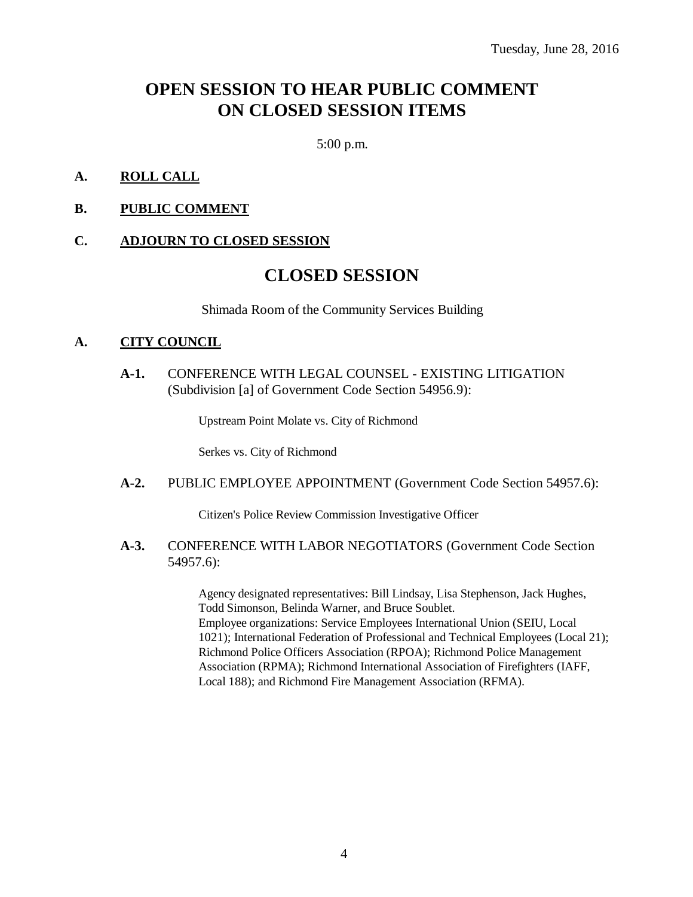Tuesday, June 28, 2016

# OPEN SESSION TO HEAR PUBLIC COMMENT ON CLOSED SESSION ITEMS

5:00 p.m.

**A. ROLL CALL**

**B. PUBLIC COMMENT**

**C. ADJOURN TO CLOSED SESSION**

# CLOSED SESSION

Shimada Room of the Community Services Building

**A. CITY COUNCIL**

**A-1.** CONFERENCE WITH LEGAL COUNSEL - EXISTING LITIGATION (Subdivision [a] of Government Code Section 54956.9):

Upstream Point Molate vs. City of Richmond

Serkes vs. City of Richmond

**A-2.** PUBLIC EMPLOYEE APPOINTMENT (Government Code Section 54957.6):

Citizen's Police Review Commission Investigative Officer

**A-3.** CONFERENCE WITH LABOR NEGOTIATORS (Government Code Section 54957.6):

Agency designated representatives: Bill Lindsay, Lisa Stephenson, Jack Hughes, Todd Simonson, Belinda Warner, and Bruce Soublet.
Employee organizations: Service Employees International Union (SEIU, Local 1021); International Federation of Professional and Technical Employees (Local 21); Richmond Police Officers Association (RPOA); Richmond Police Management Association (RPMA); Richmond International Association of Firefighters (IAFF, Local 188); and Richmond Fire Management Association (RFMA).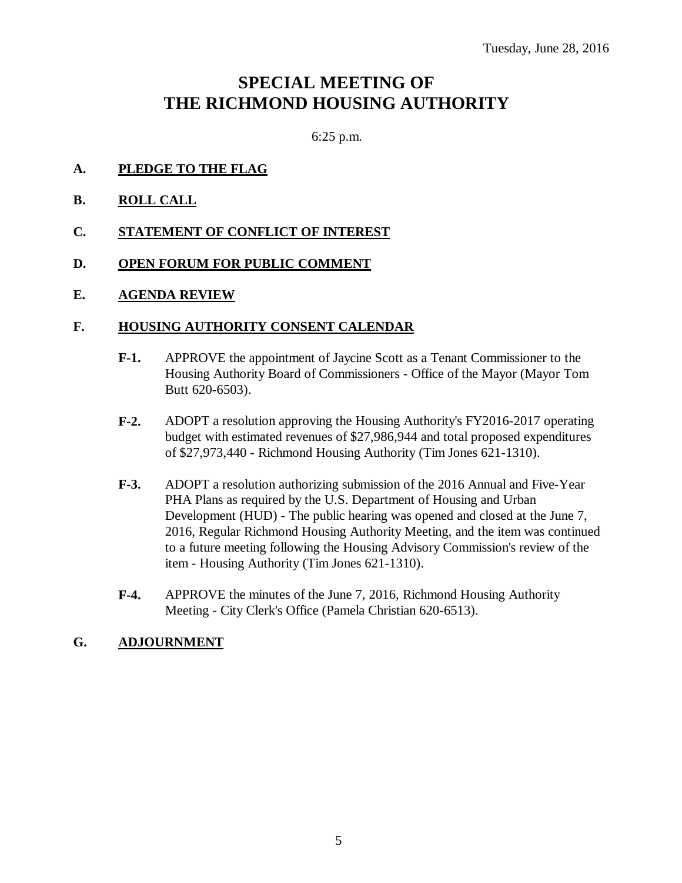Tuesday, June 28, 2016

# SPECIAL MEETING OF THE RICHMOND HOUSING AUTHORITY

6:25 p.m.

## A. PLEDGE TO THE FLAG

## B. ROLL CALL

## C. STATEMENT OF CONFLICT OF INTEREST

## D. OPEN FORUM FOR PUBLIC COMMENT

## E. AGENDA REVIEW

## F. HOUSING AUTHORITY CONSENT CALENDAR

**F-1.** APPROVE the appointment of Jaycine Scott as a Tenant Commissioner to the Housing Authority Board of Commissioners - Office of the Mayor (Mayor Tom Butt 620-6503).

**F-2.** ADOPT a resolution approving the Housing Authority's FY2016-2017 operating budget with estimated revenues of $27,986,944 and total proposed expenditures of $27,973,440 - Richmond Housing Authority (Tim Jones 621-1310).

**F-3.** ADOPT a resolution authorizing submission of the 2016 Annual and Five-Year PHA Plans as required by the U.S. Department of Housing and Urban Development (HUD) - The public hearing was opened and closed at the June 7, 2016, Regular Richmond Housing Authority Meeting, and the item was continued to a future meeting following the Housing Advisory Commission's review of the item - Housing Authority (Tim Jones 621-1310).

**F-4.** APPROVE the minutes of the June 7, 2016, Richmond Housing Authority Meeting - City Clerk's Office (Pamela Christian 620-6513).

## G. ADJOURNMENT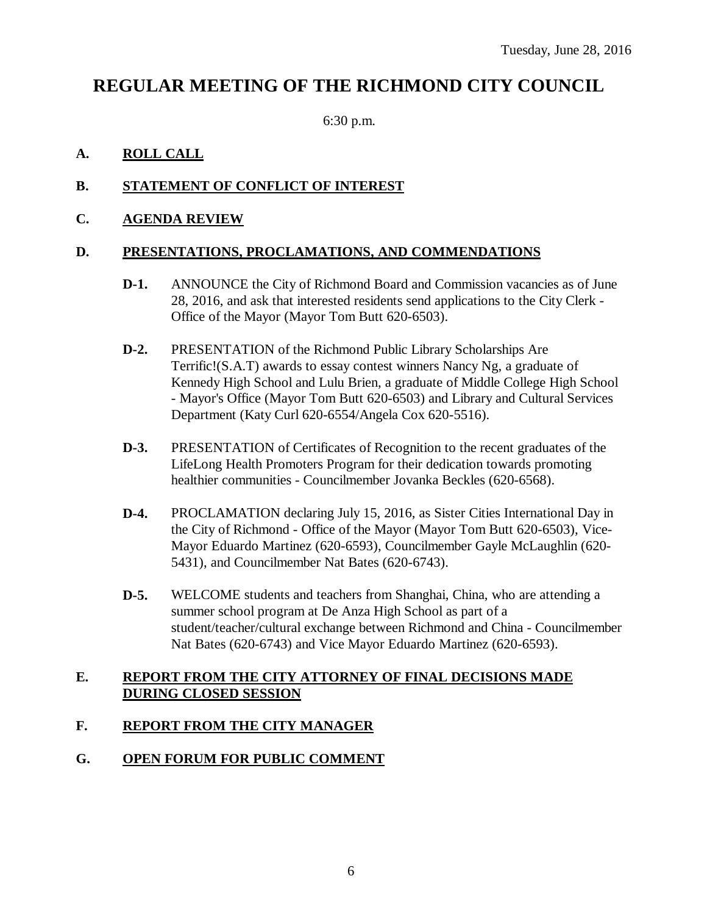Tuesday, June 28, 2016

# REGULAR MEETING OF THE RICHMOND CITY COUNCIL

6:30 p.m.

**A. ROLL CALL**

**B. STATEMENT OF CONFLICT OF INTEREST**

**C. AGENDA REVIEW**

**D. PRESENTATIONS, PROCLAMATIONS, AND COMMENDATIONS**

**D-1.** ANNOUNCE the City of Richmond Board and Commission vacancies as of June 28, 2016, and ask that interested residents send applications to the City Clerk - Office of the Mayor (Mayor Tom Butt 620-6503).

**D-2.** PRESENTATION of the Richmond Public Library Scholarships Are Terrific!(S.A.T) awards to essay contest winners Nancy Ng, a graduate of Kennedy High School and Lulu Brien, a graduate of Middle College High School - Mayor's Office (Mayor Tom Butt 620-6503) and Library and Cultural Services Department (Katy Curl 620-6554/Angela Cox 620-5516).

**D-3.** PRESENTATION of Certificates of Recognition to the recent graduates of the LifeLong Health Promoters Program for their dedication towards promoting healthier communities - Councilmember Jovanka Beckles (620-6568).

**D-4.** PROCLAMATION declaring July 15, 2016, as Sister Cities International Day in the City of Richmond - Office of the Mayor (Mayor Tom Butt 620-6503), Vice-Mayor Eduardo Martinez (620-6593), Councilmember Gayle McLaughlin (620-5431), and Councilmember Nat Bates (620-6743).

**D-5.** WELCOME students and teachers from Shanghai, China, who are attending a summer school program at De Anza High School as part of a student/teacher/cultural exchange between Richmond and China - Councilmember Nat Bates (620-6743) and Vice Mayor Eduardo Martinez (620-6593).

**E. REPORT FROM THE CITY ATTORNEY OF FINAL DECISIONS MADE DURING CLOSED SESSION**

**F. REPORT FROM THE CITY MANAGER**

**G. OPEN FORUM FOR PUBLIC COMMENT**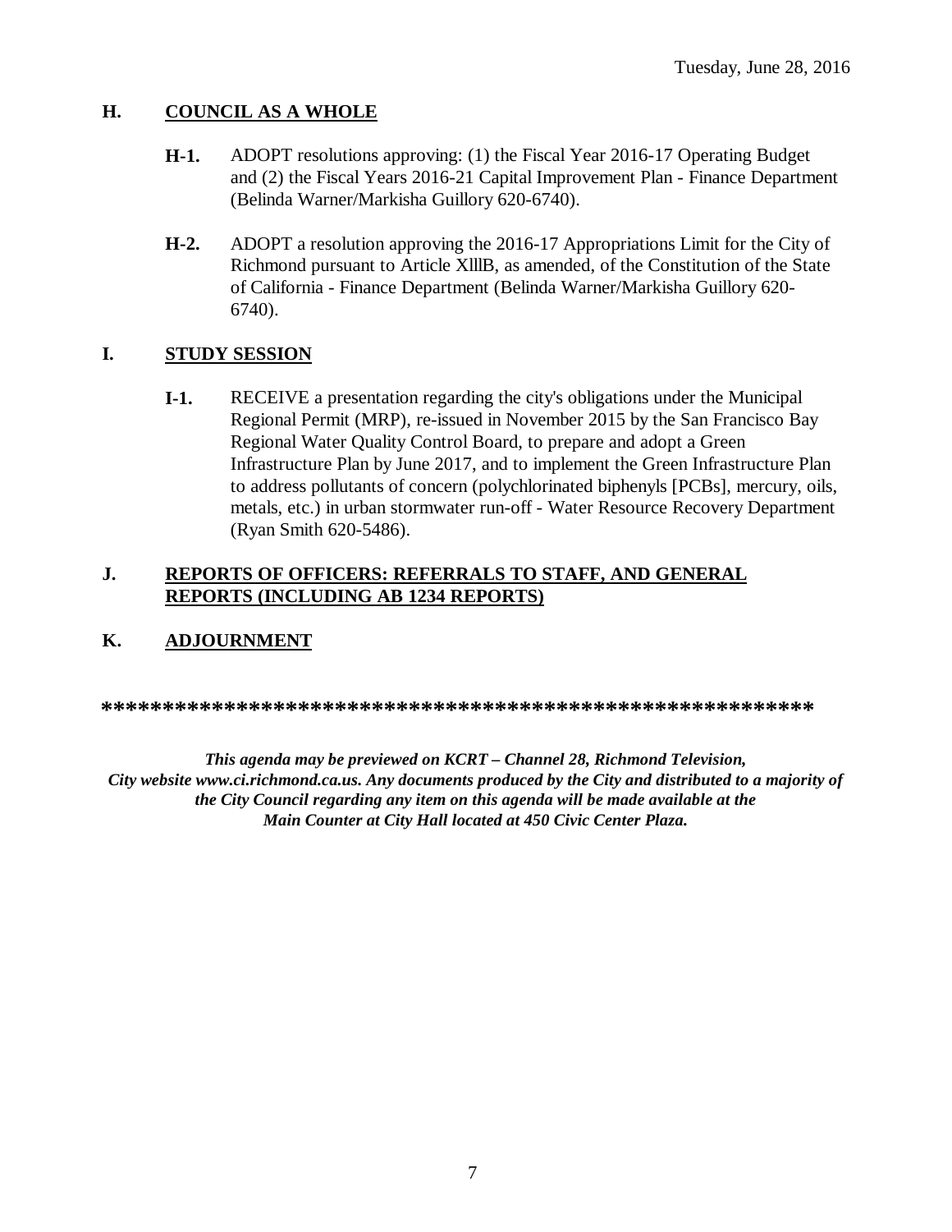## H. COUNCIL AS A WHOLE

**H-1.** ADOPT resolutions approving: (1) the Fiscal Year 2016-17 Operating Budget and (2) the Fiscal Years 2016-21 Capital Improvement Plan - Finance Department (Belinda Warner/Markisha Guillory 620-6740).

**H-2.** ADOPT a resolution approving the 2016-17 Appropriations Limit for the City of Richmond pursuant to Article XlllB, as amended, of the Constitution of the State of California - Finance Department (Belinda Warner/Markisha Guillory 620-6740).

## I. STUDY SESSION

**I-1.** RECEIVE a presentation regarding the city's obligations under the Municipal Regional Permit (MRP), re-issued in November 2015 by the San Francisco Bay Regional Water Quality Control Board, to prepare and adopt a Green Infrastructure Plan by June 2017, and to implement the Green Infrastructure Plan to address pollutants of concern (polychlorinated biphenyls [PCBs], mercury, oils, metals, etc.) in urban stormwater run-off - Water Resource Recovery Department (Ryan Smith 620-5486).

## J. REPORTS OF OFFICERS: REFERRALS TO STAFF, AND GENERAL REPORTS (INCLUDING AB 1234 REPORTS)

## K. ADJOURNMENT

**\*\*\*\*\*\*\*\*\*\*\*\*\*\*\*\*\*\*\*\*\*\*\*\*\*\*\*\*\*\*\*\*\*\*\*\*\*\*\*\*\*\*\*\*\*\*\*\*\*\*\*\*\*\*\*\*\*\***

***This agenda may be previewed on KCRT – Channel 28, Richmond Television, City website www.ci.richmond.ca.us. Any documents produced by the City and distributed to a majority of the City Council regarding any item on this agenda will be made available at the Main Counter at City Hall located at 450 Civic Center Plaza.***